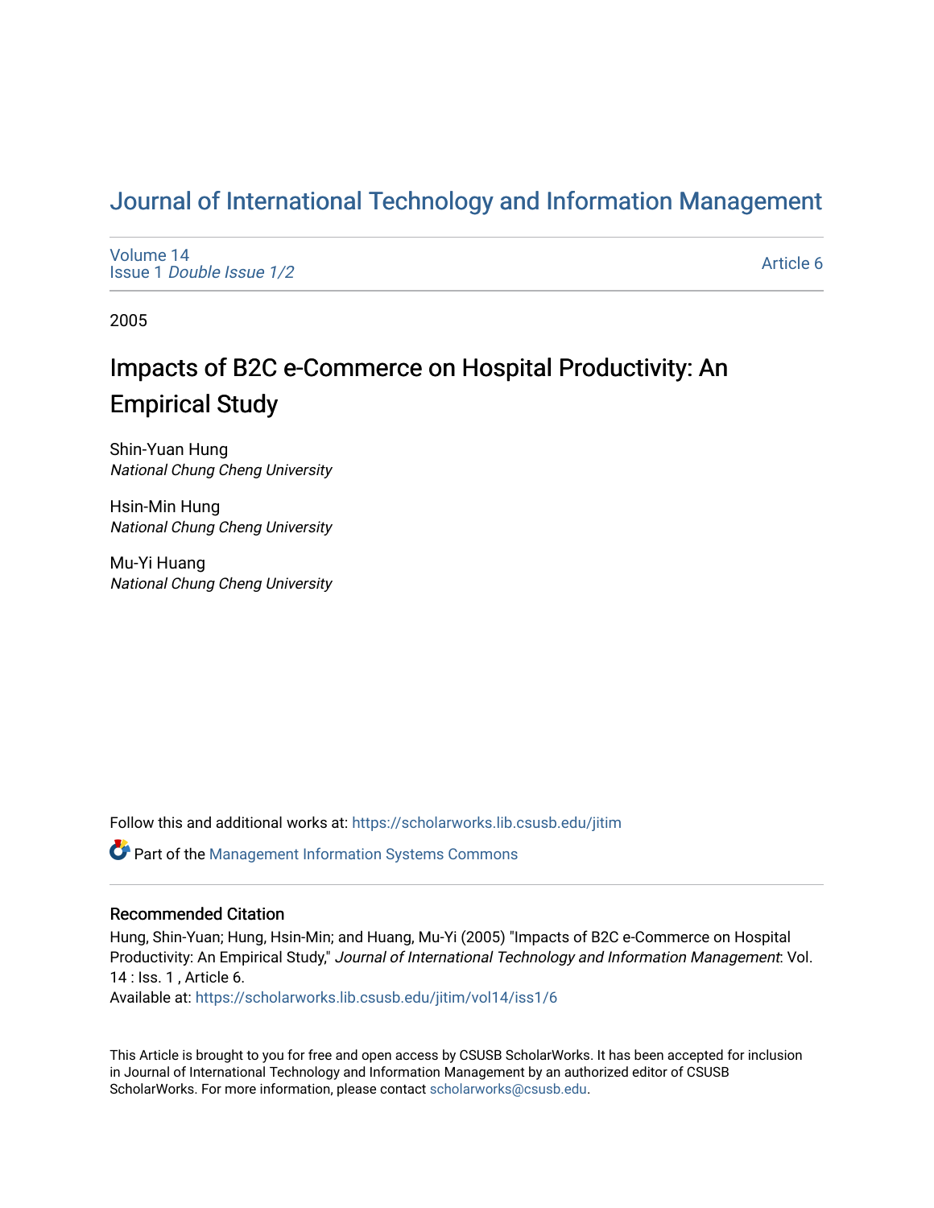# Journal of International Technology and Information Management

Volume 14
Issue 1 *Double Issue 1/2*

Article 6

2005

## Impacts of B2C e-Commerce on Hospital Productivity: An Empirical Study

Shin-Yuan Hung
*National Chung Cheng University*

Hsin-Min Hung
*National Chung Cheng University*

Mu-Yi Huang
*National Chung Cheng University*

Follow this and additional works at: https://scholarworks.lib.csusb.edu/jitim

Part of the Management Information Systems Commons

### Recommended Citation

Hung, Shin-Yuan; Hung, Hsin-Min; and Huang, Mu-Yi (2005) "Impacts of B2C e-Commerce on Hospital Productivity: An Empirical Study," *Journal of International Technology and Information Management*: Vol. 14 : Iss. 1 , Article 6.
Available at: https://scholarworks.lib.csusb.edu/jitim/vol14/iss1/6

This Article is brought to you for free and open access by CSUSB ScholarWorks. It has been accepted for inclusion in Journal of International Technology and Information Management by an authorized editor of CSUSB ScholarWorks. For more information, please contact scholarworks@csusb.edu.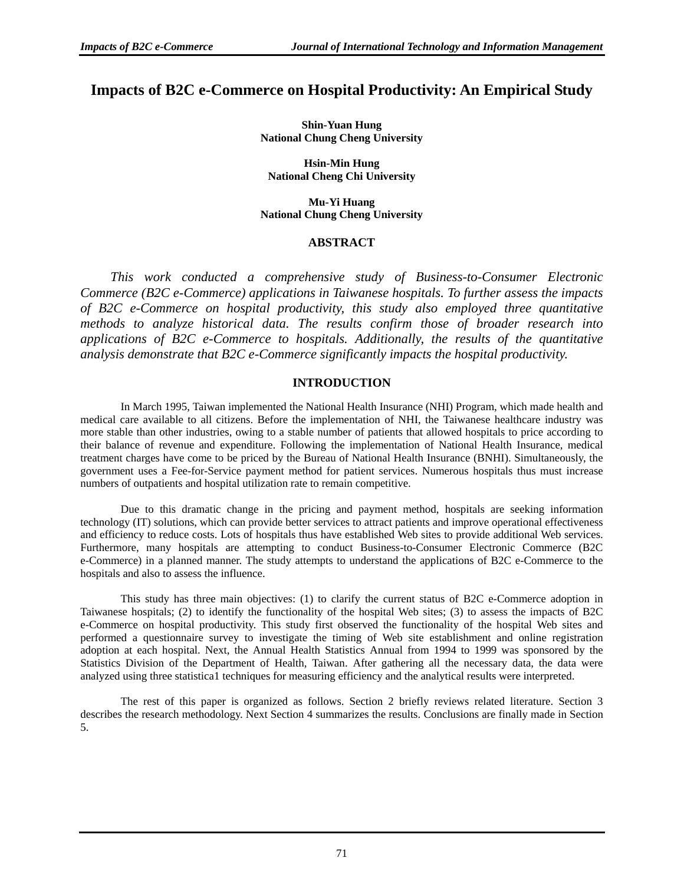# Impacts of B2C e-Commerce on Hospital Productivity: An Empirical Study

**Shin-Yuan Hung**
**National Chung Cheng University**

**Hsin-Min Hung**
**National Cheng Chi University**

**Mu-Yi Huang**
**National Chung Cheng University**

## ABSTRACT

*This work conducted a comprehensive study of Business-to-Consumer Electronic Commerce (B2C e-Commerce) applications in Taiwanese hospitals. To further assess the impacts of B2C e-Commerce on hospital productivity, this study also employed three quantitative methods to analyze historical data. The results confirm those of broader research into applications of B2C e-Commerce to hospitals. Additionally, the results of the quantitative analysis demonstrate that B2C e-Commerce significantly impacts the hospital productivity.*

## INTRODUCTION

In March 1995, Taiwan implemented the National Health Insurance (NHI) Program, which made health and medical care available to all citizens. Before the implementation of NHI, the Taiwanese healthcare industry was more stable than other industries, owing to a stable number of patients that allowed hospitals to price according to their balance of revenue and expenditure. Following the implementation of National Health Insurance, medical treatment charges have come to be priced by the Bureau of National Health Insurance (BNHI). Simultaneously, the government uses a Fee-for-Service payment method for patient services. Numerous hospitals thus must increase numbers of outpatients and hospital utilization rate to remain competitive.

Due to this dramatic change in the pricing and payment method, hospitals are seeking information technology (IT) solutions, which can provide better services to attract patients and improve operational effectiveness and efficiency to reduce costs. Lots of hospitals thus have established Web sites to provide additional Web services. Furthermore, many hospitals are attempting to conduct Business-to-Consumer Electronic Commerce (B2C e-Commerce) in a planned manner. The study attempts to understand the applications of B2C e-Commerce to the hospitals and also to assess the influence.

This study has three main objectives: (1) to clarify the current status of B2C e-Commerce adoption in Taiwanese hospitals; (2) to identify the functionality of the hospital Web sites; (3) to assess the impacts of B2C e-Commerce on hospital productivity. This study first observed the functionality of the hospital Web sites and performed a questionnaire survey to investigate the timing of Web site establishment and online registration adoption at each hospital. Next, the Annual Health Statistics Annual from 1994 to 1999 was sponsored by the Statistics Division of the Department of Health, Taiwan. After gathering all the necessary data, the data were analyzed using three statistica1 techniques for measuring efficiency and the analytical results were interpreted.

The rest of this paper is organized as follows. Section 2 briefly reviews related literature. Section 3 describes the research methodology. Next Section 4 summarizes the results. Conclusions are finally made in Section 5.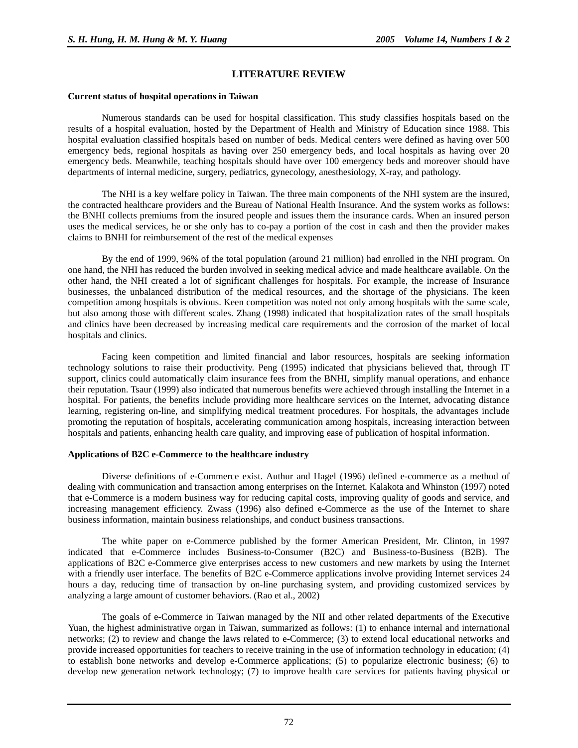## LITERATURE REVIEW

### Current status of hospital operations in Taiwan

Numerous standards can be used for hospital classification. This study classifies hospitals based on the results of a hospital evaluation, hosted by the Department of Health and Ministry of Education since 1988. This hospital evaluation classified hospitals based on number of beds. Medical centers were defined as having over 500 emergency beds, regional hospitals as having over 250 emergency beds, and local hospitals as having over 20 emergency beds. Meanwhile, teaching hospitals should have over 100 emergency beds and moreover should have departments of internal medicine, surgery, pediatrics, gynecology, anesthesiology, X-ray, and pathology.

The NHI is a key welfare policy in Taiwan. The three main components of the NHI system are the insured, the contracted healthcare providers and the Bureau of National Health Insurance. And the system works as follows: the BNHI collects premiums from the insured people and issues them the insurance cards. When an insured person uses the medical services, he or she only has to co-pay a portion of the cost in cash and then the provider makes claims to BNHI for reimbursement of the rest of the medical expenses

By the end of 1999, 96% of the total population (around 21 million) had enrolled in the NHI program. On one hand, the NHI has reduced the burden involved in seeking medical advice and made healthcare available. On the other hand, the NHI created a lot of significant challenges for hospitals. For example, the increase of Insurance businesses, the unbalanced distribution of the medical resources, and the shortage of the physicians. The keen competition among hospitals is obvious. Keen competition was noted not only among hospitals with the same scale, but also among those with different scales. Zhang (1998) indicated that hospitalization rates of the small hospitals and clinics have been decreased by increasing medical care requirements and the corrosion of the market of local hospitals and clinics.

Facing keen competition and limited financial and labor resources, hospitals are seeking information technology solutions to raise their productivity. Peng (1995) indicated that physicians believed that, through IT support, clinics could automatically claim insurance fees from the BNHI, simplify manual operations, and enhance their reputation. Tsaur (1999) also indicated that numerous benefits were achieved through installing the Internet in a hospital. For patients, the benefits include providing more healthcare services on the Internet, advocating distance learning, registering on-line, and simplifying medical treatment procedures. For hospitals, the advantages include promoting the reputation of hospitals, accelerating communication among hospitals, increasing interaction between hospitals and patients, enhancing health care quality, and improving ease of publication of hospital information.

### Applications of B2C e-Commerce to the healthcare industry

Diverse definitions of e-Commerce exist. Authur and Hagel (1996) defined e-commerce as a method of dealing with communication and transaction among enterprises on the Internet. Kalakota and Whinston (1997) noted that e-Commerce is a modern business way for reducing capital costs, improving quality of goods and service, and increasing management efficiency. Zwass (1996) also defined e-Commerce as the use of the Internet to share business information, maintain business relationships, and conduct business transactions.

The white paper on e-Commerce published by the former American President, Mr. Clinton, in 1997 indicated that e-Commerce includes Business-to-Consumer (B2C) and Business-to-Business (B2B). The applications of B2C e-Commerce give enterprises access to new customers and new markets by using the Internet with a friendly user interface. The benefits of B2C e-Commerce applications involve providing Internet services 24 hours a day, reducing time of transaction by on-line purchasing system, and providing customized services by analyzing a large amount of customer behaviors. (Rao et al., 2002)

The goals of e-Commerce in Taiwan managed by the NII and other related departments of the Executive Yuan, the highest administrative organ in Taiwan, summarized as follows: (1) to enhance internal and international networks; (2) to review and change the laws related to e-Commerce; (3) to extend local educational networks and provide increased opportunities for teachers to receive training in the use of information technology in education; (4) to establish bone networks and develop e-Commerce applications; (5) to popularize electronic business; (6) to develop new generation network technology; (7) to improve health care services for patients having physical or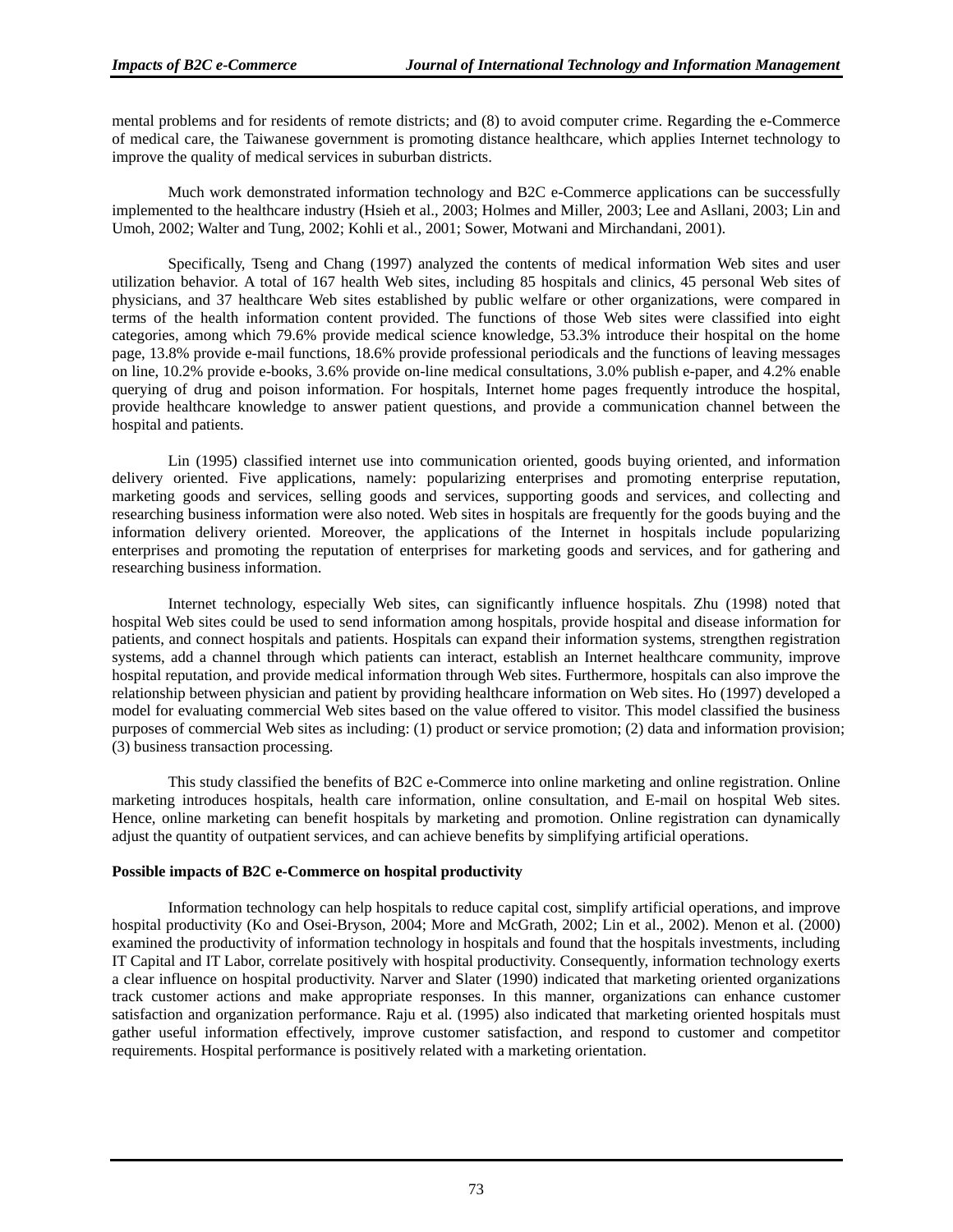mental problems and for residents of remote districts; and (8) to avoid computer crime. Regarding the e-Commerce of medical care, the Taiwanese government is promoting distance healthcare, which applies Internet technology to improve the quality of medical services in suburban districts.

Much work demonstrated information technology and B2C e-Commerce applications can be successfully implemented to the healthcare industry (Hsieh et al., 2003; Holmes and Miller, 2003; Lee and Asllani, 2003; Lin and Umoh, 2002; Walter and Tung, 2002; Kohli et al., 2001; Sower, Motwani and Mirchandani, 2001).

Specifically, Tseng and Chang (1997) analyzed the contents of medical information Web sites and user utilization behavior. A total of 167 health Web sites, including 85 hospitals and clinics, 45 personal Web sites of physicians, and 37 healthcare Web sites established by public welfare or other organizations, were compared in terms of the health information content provided. The functions of those Web sites were classified into eight categories, among which 79.6% provide medical science knowledge, 53.3% introduce their hospital on the home page, 13.8% provide e-mail functions, 18.6% provide professional periodicals and the functions of leaving messages on line, 10.2% provide e-books, 3.6% provide on-line medical consultations, 3.0% publish e-paper, and 4.2% enable querying of drug and poison information. For hospitals, Internet home pages frequently introduce the hospital, provide healthcare knowledge to answer patient questions, and provide a communication channel between the hospital and patients.

Lin (1995) classified internet use into communication oriented, goods buying oriented, and information delivery oriented. Five applications, namely: popularizing enterprises and promoting enterprise reputation, marketing goods and services, selling goods and services, supporting goods and services, and collecting and researching business information were also noted. Web sites in hospitals are frequently for the goods buying and the information delivery oriented. Moreover, the applications of the Internet in hospitals include popularizing enterprises and promoting the reputation of enterprises for marketing goods and services, and for gathering and researching business information.

Internet technology, especially Web sites, can significantly influence hospitals. Zhu (1998) noted that hospital Web sites could be used to send information among hospitals, provide hospital and disease information for patients, and connect hospitals and patients. Hospitals can expand their information systems, strengthen registration systems, add a channel through which patients can interact, establish an Internet healthcare community, improve hospital reputation, and provide medical information through Web sites. Furthermore, hospitals can also improve the relationship between physician and patient by providing healthcare information on Web sites. Ho (1997) developed a model for evaluating commercial Web sites based on the value offered to visitor. This model classified the business purposes of commercial Web sites as including: (1) product or service promotion; (2) data and information provision; (3) business transaction processing.

This study classified the benefits of B2C e-Commerce into online marketing and online registration. Online marketing introduces hospitals, health care information, online consultation, and E-mail on hospital Web sites. Hence, online marketing can benefit hospitals by marketing and promotion. Online registration can dynamically adjust the quantity of outpatient services, and can achieve benefits by simplifying artificial operations.

**Possible impacts of B2C e-Commerce on hospital productivity**

Information technology can help hospitals to reduce capital cost, simplify artificial operations, and improve hospital productivity (Ko and Osei-Bryson, 2004; More and McGrath, 2002; Lin et al., 2002). Menon et al. (2000) examined the productivity of information technology in hospitals and found that the hospitals investments, including IT Capital and IT Labor, correlate positively with hospital productivity. Consequently, information technology exerts a clear influence on hospital productivity. Narver and Slater (1990) indicated that marketing oriented organizations track customer actions and make appropriate responses. In this manner, organizations can enhance customer satisfaction and organization performance. Raju et al. (1995) also indicated that marketing oriented hospitals must gather useful information effectively, improve customer satisfaction, and respond to customer and competitor requirements. Hospital performance is positively related with a marketing orientation.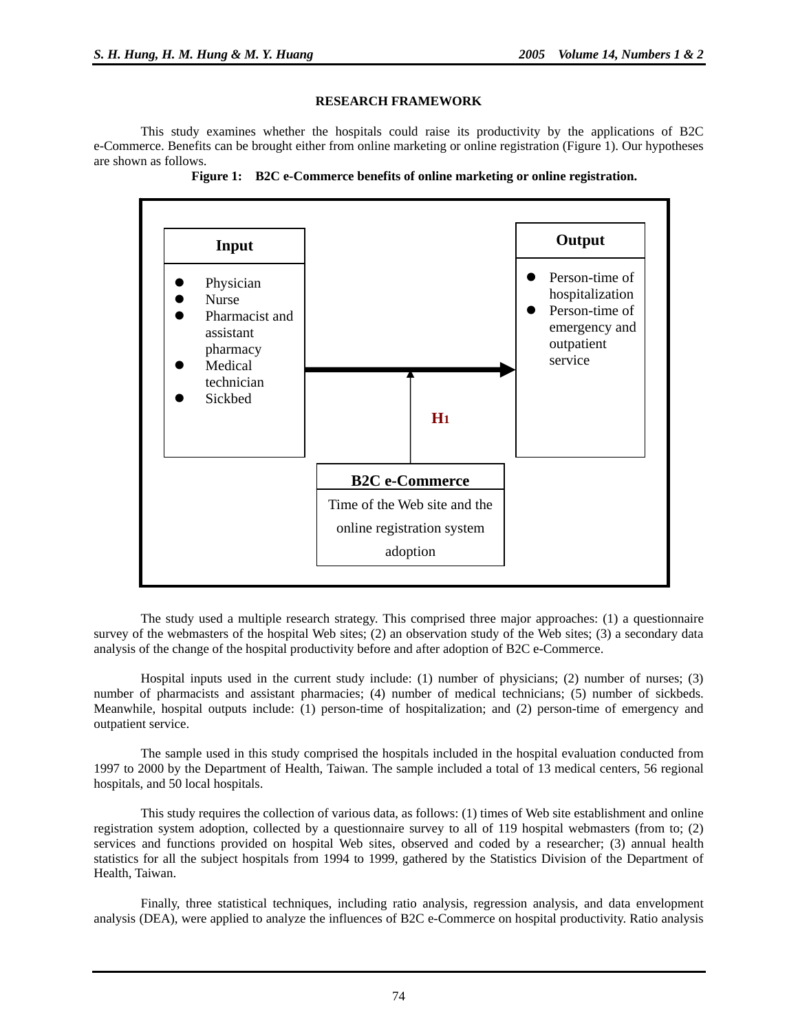## RESEARCH FRAMEWORK

This study examines whether the hospitals could raise its productivity by the applications of B2C e-Commerce. Benefits can be brought either from online marketing or online registration (Figure 1). Our hypotheses are shown as follows.

**Figure 1: B2C e-Commerce benefits of online marketing or online registration.**

**Input**

- Physician
- Nurse
- Pharmacist and assistant pharmacy
- Medical technician
- Sickbed

**Output**

- Person-time of hospitalization
- Person-time of emergency and outpatient service

**H1**

**B2C e-Commerce**

Time of the Web site and the online registration system adoption

The study used a multiple research strategy. This comprised three major approaches: (1) a questionnaire survey of the webmasters of the hospital Web sites; (2) an observation study of the Web sites; (3) a secondary data analysis of the change of the hospital productivity before and after adoption of B2C e-Commerce.

Hospital inputs used in the current study include: (1) number of physicians; (2) number of nurses; (3) number of pharmacists and assistant pharmacies; (4) number of medical technicians; (5) number of sickbeds. Meanwhile, hospital outputs include: (1) person-time of hospitalization; and (2) person-time of emergency and outpatient service.

The sample used in this study comprised the hospitals included in the hospital evaluation conducted from 1997 to 2000 by the Department of Health, Taiwan. The sample included a total of 13 medical centers, 56 regional hospitals, and 50 local hospitals.

This study requires the collection of various data, as follows: (1) times of Web site establishment and online registration system adoption, collected by a questionnaire survey to all of 119 hospital webmasters (from to; (2) services and functions provided on hospital Web sites, observed and coded by a researcher; (3) annual health statistics for all the subject hospitals from 1994 to 1999, gathered by the Statistics Division of the Department of Health, Taiwan.

Finally, three statistical techniques, including ratio analysis, regression analysis, and data envelopment analysis (DEA), were applied to analyze the influences of B2C e-Commerce on hospital productivity. Ratio analysis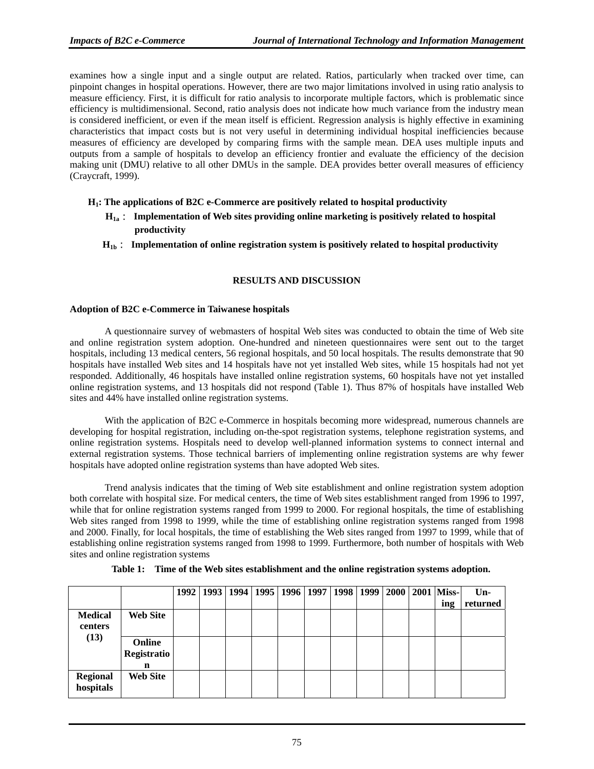examines how a single input and a single output are related. Ratios, particularly when tracked over time, can pinpoint changes in hospital operations. However, there are two major limitations involved in using ratio analysis to measure efficiency. First, it is difficult for ratio analysis to incorporate multiple factors, which is problematic since efficiency is multidimensional. Second, ratio analysis does not indicate how much variance from the industry mean is considered inefficient, or even if the mean itself is efficient. Regression analysis is highly effective in examining characteristics that impact costs but is not very useful in determining individual hospital inefficiencies because measures of efficiency are developed by comparing firms with the sample mean. DEA uses multiple inputs and outputs from a sample of hospitals to develop an efficiency frontier and evaluate the efficiency of the decision making unit (DMU) relative to all other DMUs in the sample. DEA provides better overall measures of efficiency (Craycraft, 1999).

**$H_1$: The applications of B2C e-Commerce are positively related to hospital productivity**

- **$H_{1a}$： Implementation of Web sites providing online marketing is positively related to hospital productivity**
- **$H_{1b}$： Implementation of online registration system is positively related to hospital productivity**

## RESULTS AND DISCUSSION

### Adoption of B2C e-Commerce in Taiwanese hospitals

A questionnaire survey of webmasters of hospital Web sites was conducted to obtain the time of Web site and online registration system adoption. One-hundred and nineteen questionnaires were sent out to the target hospitals, including 13 medical centers, 56 regional hospitals, and 50 local hospitals. The results demonstrate that 90 hospitals have installed Web sites and 14 hospitals have not yet installed Web sites, while 15 hospitals had not yet responded. Additionally, 46 hospitals have installed online registration systems, 60 hospitals have not yet installed online registration systems, and 13 hospitals did not respond (Table 1). Thus 87% of hospitals have installed Web sites and 44% have installed online registration systems.

With the application of B2C e-Commerce in hospitals becoming more widespread, numerous channels are developing for hospital registration, including on-the-spot registration systems, telephone registration systems, and online registration systems. Hospitals need to develop well-planned information systems to connect internal and external registration systems. Those technical barriers of implementing online registration systems are why fewer hospitals have adopted online registration systems than have adopted Web sites.

Trend analysis indicates that the timing of Web site establishment and online registration system adoption both correlate with hospital size. For medical centers, the time of Web sites establishment ranged from 1996 to 1997, while that for online registration systems ranged from 1999 to 2000. For regional hospitals, the time of establishing Web sites ranged from 1998 to 1999, while the time of establishing online registration systems ranged from 1998 and 2000. Finally, for local hospitals, the time of establishing the Web sites ranged from 1997 to 1999, while that of establishing online registration systems ranged from 1998 to 1999. Furthermore, both number of hospitals with Web sites and online registration systems

**Table 1: Time of the Web sites establishment and the online registration systems adoption.**

| | | 1992 | 1993 | 1994 | 1995 | 1996 | 1997 | 1998 | 1999 | 2000 | 2001 | Missing | Unreturned |
|---|---|---|---|---|---|---|---|---|---|---|---|---|---|
| **Medical centers (13)** | **Web Site** | | | | | | | | | | | | |
| | **Online Registration** | | | | | | | | | | | | |
| **Regional hospitals** | **Web Site** | | | | | | | | | | | | |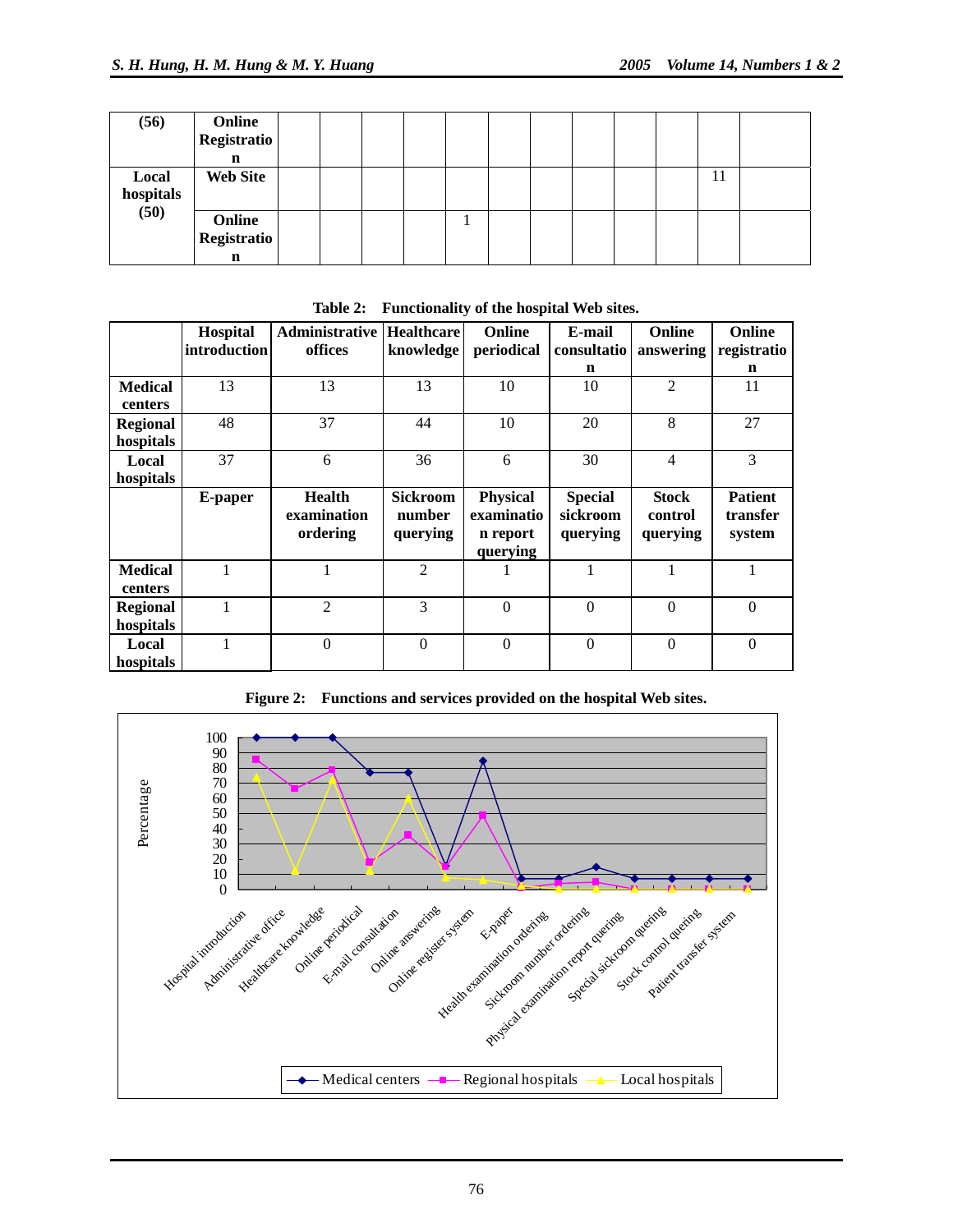| | | | | | | | | | | | | | |
|---|---|---|---|---|---|---|---|---|---|---|---|---|---|
| **(56)** | **Online Registration** | | | | | | | | | | | | |
| **Local hospitals (50)** | **Web Site** | | | | | | | | | | | 11 | |
| | **Online Registration** | | | | | 1 | | | | | | | |

**Table 2: Functionality of the hospital Web sites.**

| | **Hospital introduction** | **Administrative offices** | **Healthcare knowledge** | **Online periodical** | **E-mail consultation** | **Online answering** | **Online registration** |
|---|---|---|---|---|---|---|---|
| **Medical centers** | 13 | 13 | 13 | 10 | 10 | 2 | 11 |
| **Regional hospitals** | 48 | 37 | 44 | 10 | 20 | 8 | 27 |
| **Local hospitals** | 37 | 6 | 36 | 6 | 30 | 4 | 3 |
| | **E-paper** | **Health examination ordering** | **Sickroom number querying** | **Physical examination report querying** | **Special sickroom querying** | **Stock control querying** | **Patient transfer system** |
| **Medical centers** | 1 | 1 | 2 | 1 | 1 | 1 | 1 |
| **Regional hospitals** | 1 | 2 | 3 | 0 | 0 | 0 | 0 |
| **Local hospitals** | 1 | 0 | 0 | 0 | 0 | 0 | 0 |

**Figure 2: Functions and services provided on the hospital Web sites.**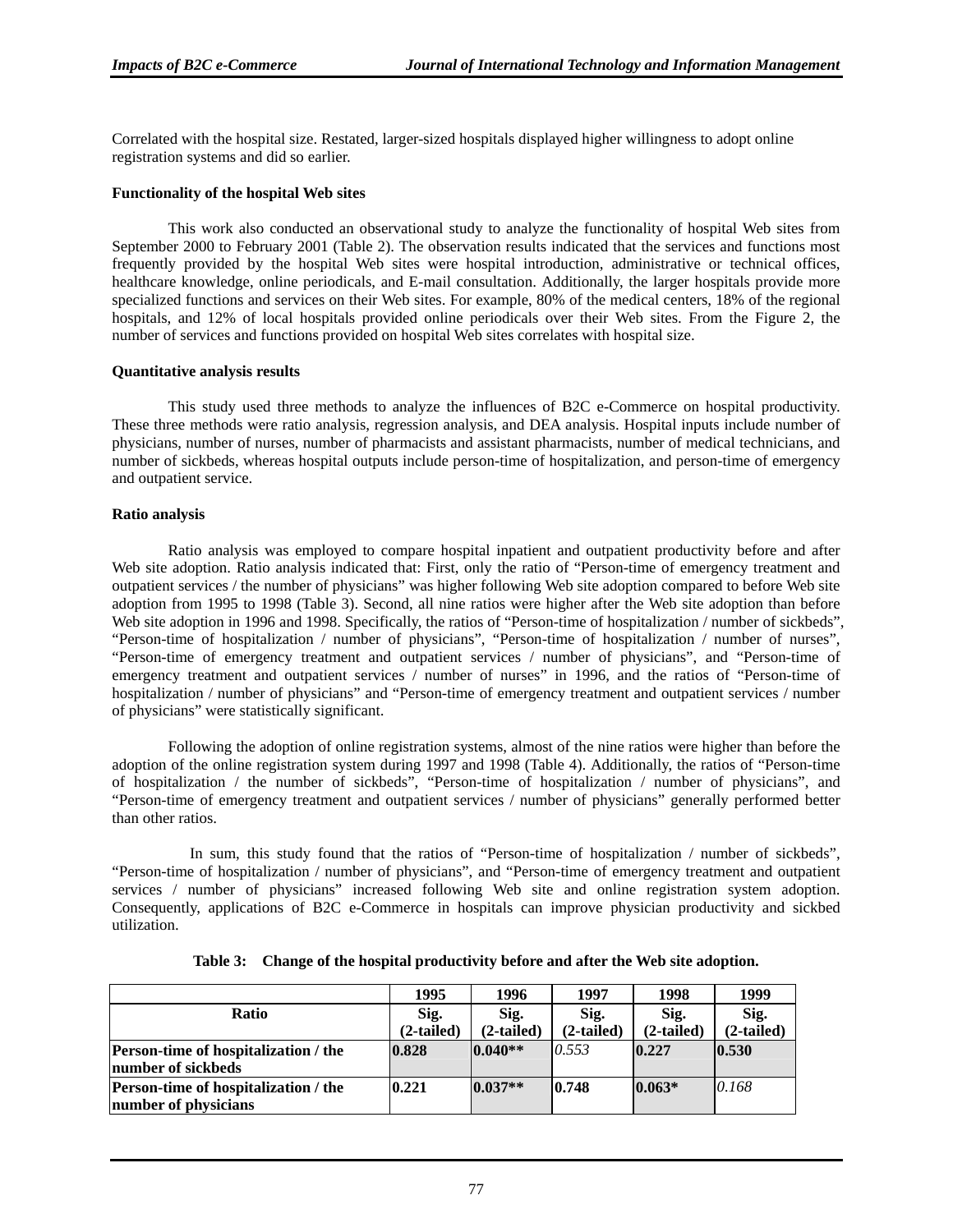Correlated with the hospital size. Restated, larger-sized hospitals displayed higher willingness to adopt online registration systems and did so earlier.

**Functionality of the hospital Web sites**

This work also conducted an observational study to analyze the functionality of hospital Web sites from September 2000 to February 2001 (Table 2). The observation results indicated that the services and functions most frequently provided by the hospital Web sites were hospital introduction, administrative or technical offices, healthcare knowledge, online periodicals, and E-mail consultation. Additionally, the larger hospitals provide more specialized functions and services on their Web sites. For example, 80% of the medical centers, 18% of the regional hospitals, and 12% of local hospitals provided online periodicals over their Web sites. From the Figure 2, the number of services and functions provided on hospital Web sites correlates with hospital size.

**Quantitative analysis results**

This study used three methods to analyze the influences of B2C e-Commerce on hospital productivity. These three methods were ratio analysis, regression analysis, and DEA analysis. Hospital inputs include number of physicians, number of nurses, number of pharmacists and assistant pharmacists, number of medical technicians, and number of sickbeds, whereas hospital outputs include person-time of hospitalization, and person-time of emergency and outpatient service.

**Ratio analysis**

Ratio analysis was employed to compare hospital inpatient and outpatient productivity before and after Web site adoption. Ratio analysis indicated that: First, only the ratio of "Person-time of emergency treatment and outpatient services / the number of physicians" was higher following Web site adoption compared to before Web site adoption from 1995 to 1998 (Table 3). Second, all nine ratios were higher after the Web site adoption than before Web site adoption in 1996 and 1998. Specifically, the ratios of "Person-time of hospitalization / number of sickbeds", "Person-time of hospitalization / number of physicians", "Person-time of hospitalization / number of nurses", "Person-time of emergency treatment and outpatient services / number of physicians", and "Person-time of emergency treatment and outpatient services / number of nurses" in 1996, and the ratios of "Person-time of hospitalization / number of physicians" and "Person-time of emergency treatment and outpatient services / number of physicians" were statistically significant.

Following the adoption of online registration systems, almost of the nine ratios were higher than before the adoption of the online registration system during 1997 and 1998 (Table 4). Additionally, the ratios of "Person-time of hospitalization / the number of sickbeds", "Person-time of hospitalization / number of physicians", and "Person-time of emergency treatment and outpatient services / number of physicians" generally performed better than other ratios.

In sum, this study found that the ratios of "Person-time of hospitalization / number of sickbeds", "Person-time of hospitalization / number of physicians", and "Person-time of emergency treatment and outpatient services / number of physicians" increased following Web site and online registration system adoption. Consequently, applications of B2C e-Commerce in hospitals can improve physician productivity and sickbed utilization.

**Table 3: Change of the hospital productivity before and after the Web site adoption.**

| | 1995 | 1996 | 1997 | 1998 | 1999 |
|---|---|---|---|---|---|
| **Ratio** | **Sig. (2-tailed)** | **Sig. (2-tailed)** | **Sig. (2-tailed)** | **Sig. (2-tailed)** | **Sig. (2-tailed)** |
| **Person-time of hospitalization / the number of sickbeds** | **0.828** | **0.040\*\*** | *0.553* | **0.227** | **0.530** |
| **Person-time of hospitalization / the number of physicians** | **0.221** | **0.037\*\*** | **0.748** | **0.063\*** | *0.168* |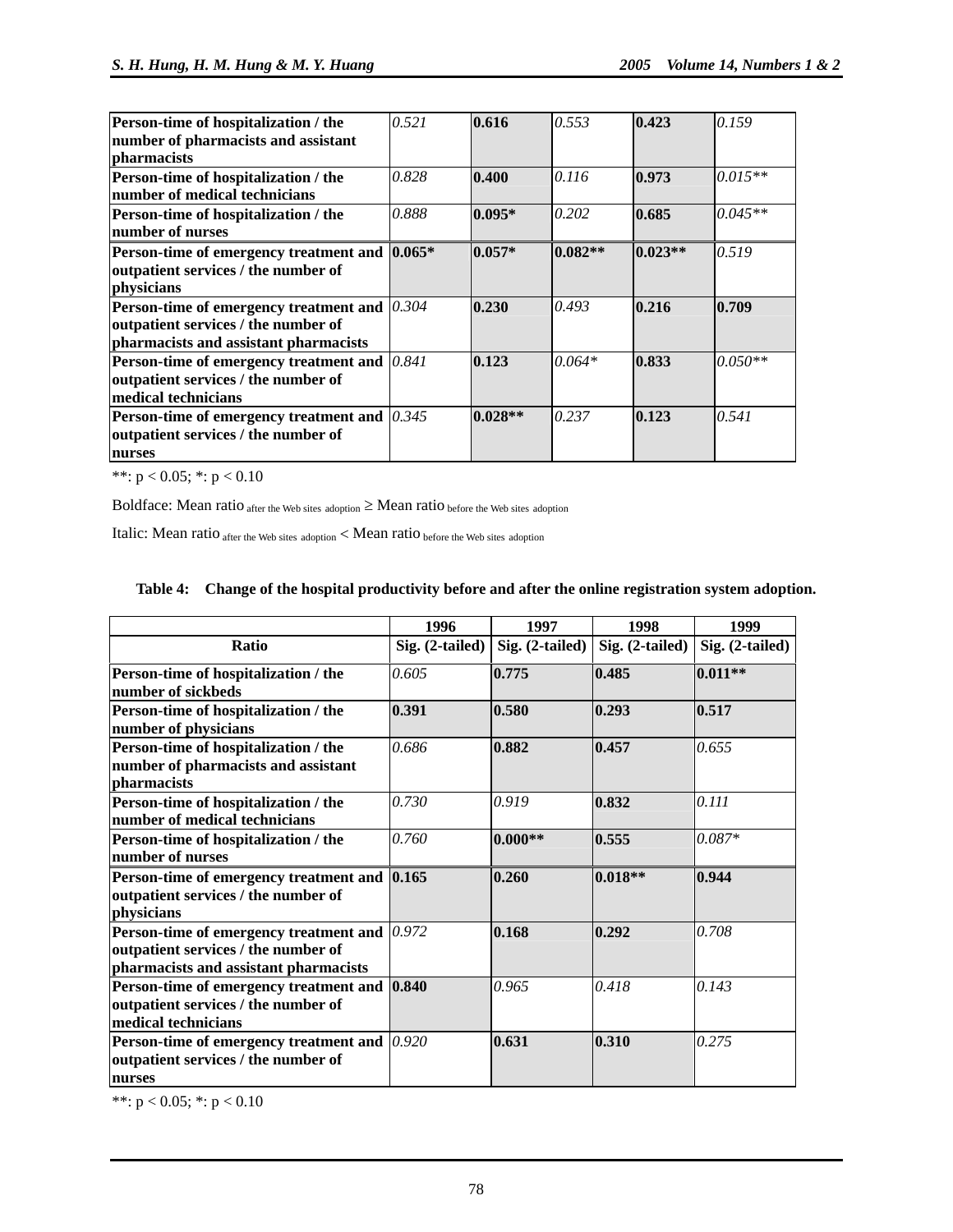| | | | | | |
|---|---|---|---|---|---|
| **Person-time of hospitalization / the number of pharmacists and assistant pharmacists** | *0.521* | **0.616** | *0.553* | **0.423** | *0.159* |
| **Person-time of hospitalization / the number of medical technicians** | *0.828* | **0.400** | *0.116* | **0.973** | *0.015*** |
| **Person-time of hospitalization / the number of nurses** | *0.888* | **0.095*** | *0.202* | **0.685** | *0.045*** |
| **Person-time of emergency treatment and outpatient services / the number of physicians** | **0.065*** | **0.057*** | **0.082**** | **0.023**** | *0.519* |
| **Person-time of emergency treatment and outpatient services / the number of pharmacists and assistant pharmacists** | *0.304* | **0.230** | *0.493* | **0.216** | **0.709** |
| **Person-time of emergency treatment and outpatient services / the number of medical technicians** | *0.841* | **0.123** | *0.064** | **0.833** | *0.050*** |
| **Person-time of emergency treatment and outpatient services / the number of nurses** | *0.345* | **0.028**** | *0.237* | **0.123** | *0.541* |

**: p < 0.05; *: p < 0.10

Boldface: Mean ratio $_{\text{after the Web sites adoption}}$ ≥ Mean ratio $_{\text{before the Web sites adoption}}$

Italic: Mean ratio $_{\text{after the Web sites adoption}}$ < Mean ratio $_{\text{before the Web sites adoption}}$

**Table 4: Change of the hospital productivity before and after the online registration system adoption.**

| | 1996 | 1997 | 1998 | 1999 |
|---|---|---|---|---|
| **Ratio** | **Sig. (2-tailed)** | **Sig. (2-tailed)** | **Sig. (2-tailed)** | **Sig. (2-tailed)** |
| **Person-time of hospitalization / the number of sickbeds** | *0.605* | **0.775** | **0.485** | **0.011**** |
| **Person-time of hospitalization / the number of physicians** | **0.391** | **0.580** | **0.293** | **0.517** |
| **Person-time of hospitalization / the number of pharmacists and assistant pharmacists** | *0.686* | **0.882** | **0.457** | *0.655* |
| **Person-time of hospitalization / the number of medical technicians** | *0.730* | *0.919* | **0.832** | *0.111* |
| **Person-time of hospitalization / the number of nurses** | *0.760* | **0.000**** | **0.555** | *0.087** |
| **Person-time of emergency treatment and outpatient services / the number of physicians** | **0.165** | **0.260** | **0.018**** | **0.944** |
| **Person-time of emergency treatment and outpatient services / the number of pharmacists and assistant pharmacists** | *0.972* | **0.168** | **0.292** | *0.708* |
| **Person-time of emergency treatment and outpatient services / the number of medical technicians** | **0.840** | *0.965* | *0.418* | *0.143* |
| **Person-time of emergency treatment and outpatient services / the number of nurses** | *0.920* | **0.631** | **0.310** | *0.275* |

**: p < 0.05; *: p < 0.10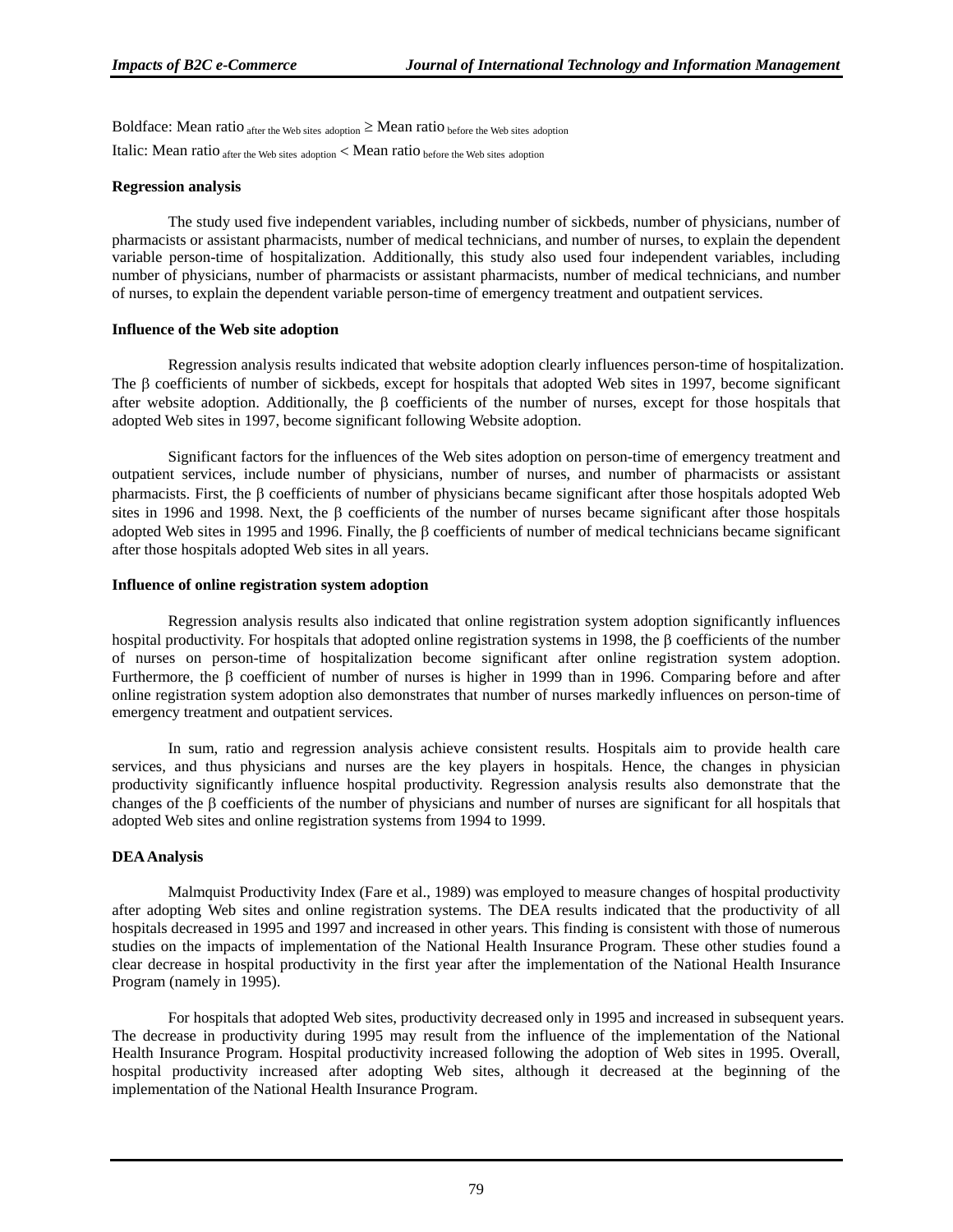Boldface: Mean ratio $_{\text{after the Web sites adoption}}$ ≥ Mean ratio $_{\text{before the Web sites adoption}}$

Italic: Mean ratio $_{\text{after the Web sites adoption}}$ < Mean ratio $_{\text{before the Web sites adoption}}$

**Regression analysis**

The study used five independent variables, including number of sickbeds, number of physicians, number of pharmacists or assistant pharmacists, number of medical technicians, and number of nurses, to explain the dependent variable person-time of hospitalization. Additionally, this study also used four independent variables, including number of physicians, number of pharmacists or assistant pharmacists, number of medical technicians, and number of nurses, to explain the dependent variable person-time of emergency treatment and outpatient services.

**Influence of the Web site adoption**

Regression analysis results indicated that website adoption clearly influences person-time of hospitalization. The β coefficients of number of sickbeds, except for hospitals that adopted Web sites in 1997, become significant after website adoption. Additionally, the β coefficients of the number of nurses, except for those hospitals that adopted Web sites in 1997, become significant following Website adoption.

Significant factors for the influences of the Web sites adoption on person-time of emergency treatment and outpatient services, include number of physicians, number of nurses, and number of pharmacists or assistant pharmacists. First, the β coefficients of number of physicians became significant after those hospitals adopted Web sites in 1996 and 1998. Next, the β coefficients of the number of nurses became significant after those hospitals adopted Web sites in 1995 and 1996. Finally, the β coefficients of number of medical technicians became significant after those hospitals adopted Web sites in all years.

**Influence of online registration system adoption**

Regression analysis results also indicated that online registration system adoption significantly influences hospital productivity. For hospitals that adopted online registration systems in 1998, the β coefficients of the number of nurses on person-time of hospitalization become significant after online registration system adoption. Furthermore, the β coefficient of number of nurses is higher in 1999 than in 1996. Comparing before and after online registration system adoption also demonstrates that number of nurses markedly influences on person-time of emergency treatment and outpatient services.

In sum, ratio and regression analysis achieve consistent results. Hospitals aim to provide health care services, and thus physicians and nurses are the key players in hospitals. Hence, the changes in physician productivity significantly influence hospital productivity. Regression analysis results also demonstrate that the changes of the β coefficients of the number of physicians and number of nurses are significant for all hospitals that adopted Web sites and online registration systems from 1994 to 1999.

**DEA Analysis**

Malmquist Productivity Index (Fare et al., 1989) was employed to measure changes of hospital productivity after adopting Web sites and online registration systems. The DEA results indicated that the productivity of all hospitals decreased in 1995 and 1997 and increased in other years. This finding is consistent with those of numerous studies on the impacts of implementation of the National Health Insurance Program. These other studies found a clear decrease in hospital productivity in the first year after the implementation of the National Health Insurance Program (namely in 1995).

For hospitals that adopted Web sites, productivity decreased only in 1995 and increased in subsequent years. The decrease in productivity during 1995 may result from the influence of the implementation of the National Health Insurance Program. Hospital productivity increased following the adoption of Web sites in 1995. Overall, hospital productivity increased after adopting Web sites, although it decreased at the beginning of the implementation of the National Health Insurance Program.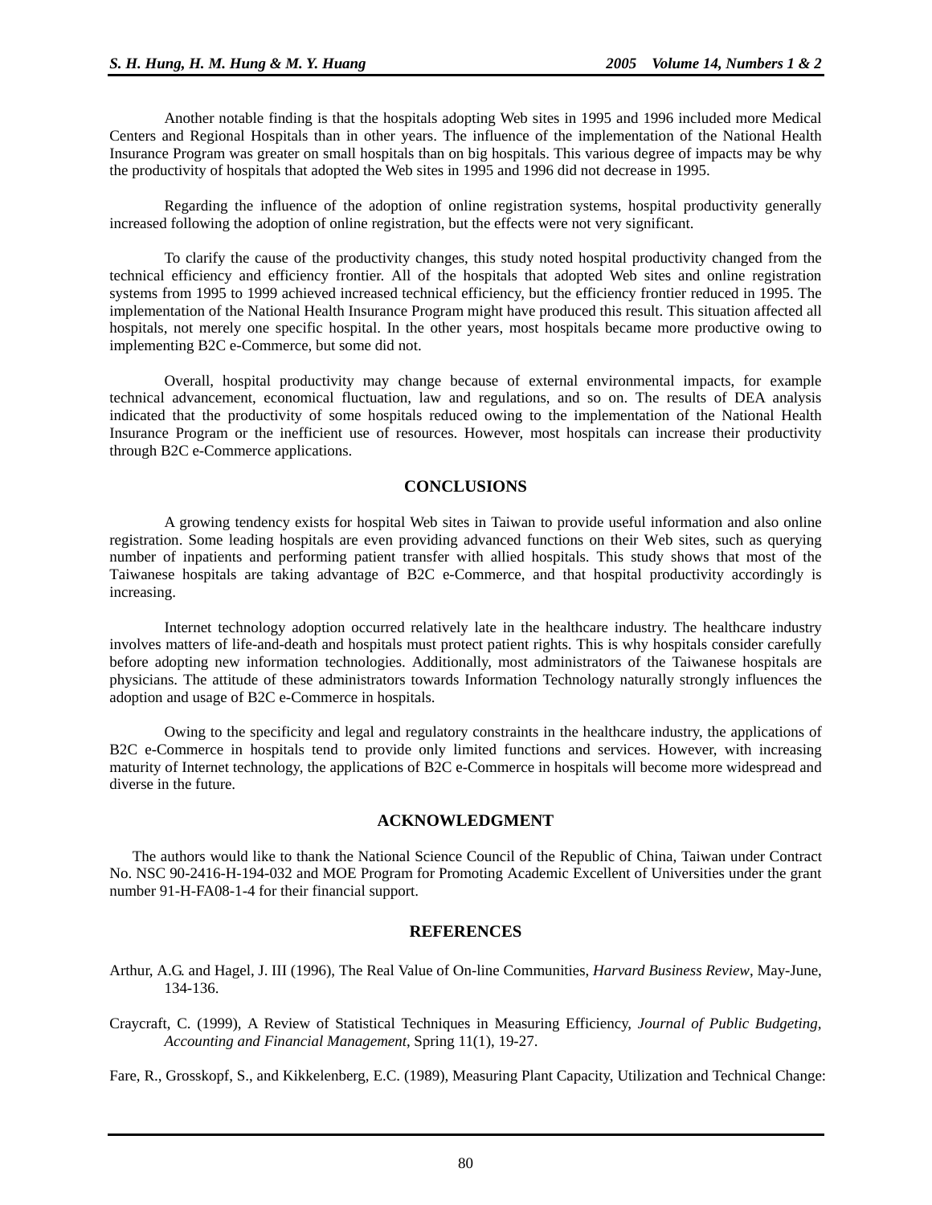Another notable finding is that the hospitals adopting Web sites in 1995 and 1996 included more Medical Centers and Regional Hospitals than in other years. The influence of the implementation of the National Health Insurance Program was greater on small hospitals than on big hospitals. This various degree of impacts may be why the productivity of hospitals that adopted the Web sites in 1995 and 1996 did not decrease in 1995.

Regarding the influence of the adoption of online registration systems, hospital productivity generally increased following the adoption of online registration, but the effects were not very significant.

To clarify the cause of the productivity changes, this study noted hospital productivity changed from the technical efficiency and efficiency frontier. All of the hospitals that adopted Web sites and online registration systems from 1995 to 1999 achieved increased technical efficiency, but the efficiency frontier reduced in 1995. The implementation of the National Health Insurance Program might have produced this result. This situation affected all hospitals, not merely one specific hospital. In the other years, most hospitals became more productive owing to implementing B2C e-Commerce, but some did not.

Overall, hospital productivity may change because of external environmental impacts, for example technical advancement, economical fluctuation, law and regulations, and so on. The results of DEA analysis indicated that the productivity of some hospitals reduced owing to the implementation of the National Health Insurance Program or the inefficient use of resources. However, most hospitals can increase their productivity through B2C e-Commerce applications.

## CONCLUSIONS

A growing tendency exists for hospital Web sites in Taiwan to provide useful information and also online registration. Some leading hospitals are even providing advanced functions on their Web sites, such as querying number of inpatients and performing patient transfer with allied hospitals. This study shows that most of the Taiwanese hospitals are taking advantage of B2C e-Commerce, and that hospital productivity accordingly is increasing.

Internet technology adoption occurred relatively late in the healthcare industry. The healthcare industry involves matters of life-and-death and hospitals must protect patient rights. This is why hospitals consider carefully before adopting new information technologies. Additionally, most administrators of the Taiwanese hospitals are physicians. The attitude of these administrators towards Information Technology naturally strongly influences the adoption and usage of B2C e-Commerce in hospitals.

Owing to the specificity and legal and regulatory constraints in the healthcare industry, the applications of B2C e-Commerce in hospitals tend to provide only limited functions and services. However, with increasing maturity of Internet technology, the applications of B2C e-Commerce in hospitals will become more widespread and diverse in the future.

## ACKNOWLEDGMENT

The authors would like to thank the National Science Council of the Republic of China, Taiwan under Contract No. NSC 90-2416-H-194-032 and MOE Program for Promoting Academic Excellent of Universities under the grant number 91-H-FA08-1-4 for their financial support.

## REFERENCES

Arthur, A.G. and Hagel, J. III (1996), The Real Value of On-line Communities, *Harvard Business Review*, May-June, 134-136.

Craycraft, C. (1999), A Review of Statistical Techniques in Measuring Efficiency, *Journal of Public Budgeting, Accounting and Financial Management*, Spring 11(1), 19-27.

Fare, R., Grosskopf, S., and Kikkelenberg, E.C. (1989), Measuring Plant Capacity, Utilization and Technical Change: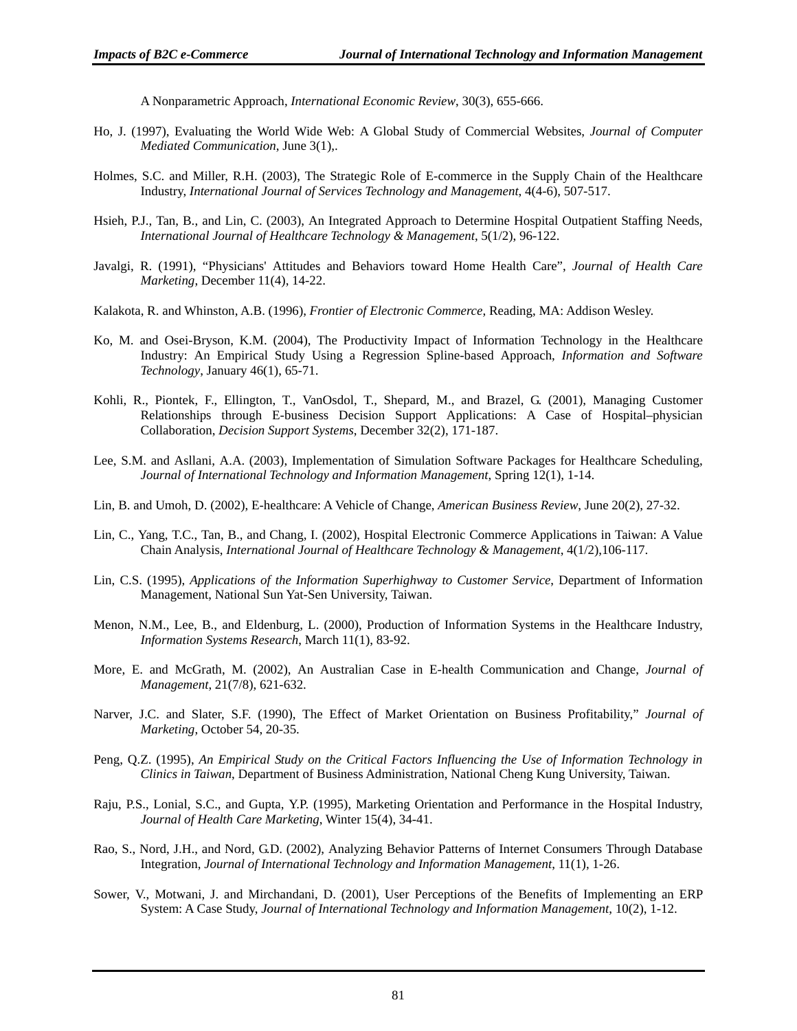A Nonparametric Approach, *International Economic Review*, 30(3), 655-666.

Ho, J. (1997), Evaluating the World Wide Web: A Global Study of Commercial Websites, *Journal of Computer Mediated Communication*, June 3(1),.

Holmes, S.C. and Miller, R.H. (2003), The Strategic Role of E-commerce in the Supply Chain of the Healthcare Industry, *International Journal of Services Technology and Management*, 4(4-6), 507-517.

Hsieh, P.J., Tan, B., and Lin, C. (2003), An Integrated Approach to Determine Hospital Outpatient Staffing Needs, *International Journal of Healthcare Technology & Management*, 5(1/2), 96-122.

Javalgi, R. (1991), "Physicians' Attitudes and Behaviors toward Home Health Care", *Journal of Health Care Marketing*, December 11(4), 14-22.

Kalakota, R. and Whinston, A.B. (1996), *Frontier of Electronic Commerce*, Reading, MA: Addison Wesley.

Ko, M. and Osei-Bryson, K.M. (2004), The Productivity Impact of Information Technology in the Healthcare Industry: An Empirical Study Using a Regression Spline-based Approach, *Information and Software Technology*, January 46(1), 65-71.

Kohli, R., Piontek, F., Ellington, T., VanOsdol, T., Shepard, M., and Brazel, G. (2001), Managing Customer Relationships through E-business Decision Support Applications: A Case of Hospital–physician Collaboration, *Decision Support Systems*, December 32(2), 171-187.

Lee, S.M. and Asllani, A.A. (2003), Implementation of Simulation Software Packages for Healthcare Scheduling, *Journal of International Technology and Information Management*, Spring 12(1), 1-14.

Lin, B. and Umoh, D. (2002), E-healthcare: A Vehicle of Change, *American Business Review*, June 20(2), 27-32.

Lin, C., Yang, T.C., Tan, B., and Chang, I. (2002), Hospital Electronic Commerce Applications in Taiwan: A Value Chain Analysis, *International Journal of Healthcare Technology & Management*, 4(1/2),106-117.

Lin, C.S. (1995), *Applications of the Information Superhighway to Customer Service*, Department of Information Management, National Sun Yat-Sen University, Taiwan.

Menon, N.M., Lee, B., and Eldenburg, L. (2000), Production of Information Systems in the Healthcare Industry, *Information Systems Research*, March 11(1), 83-92.

More, E. and McGrath, M. (2002), An Australian Case in E-health Communication and Change, *Journal of Management*, 21(7/8), 621-632.

Narver, J.C. and Slater, S.F. (1990), The Effect of Market Orientation on Business Profitability," *Journal of Marketing*, October 54, 20-35.

Peng, Q.Z. (1995), *An Empirical Study on the Critical Factors Influencing the Use of Information Technology in Clinics in Taiwan*, Department of Business Administration, National Cheng Kung University, Taiwan.

Raju, P.S., Lonial, S.C., and Gupta, Y.P. (1995), Marketing Orientation and Performance in the Hospital Industry, *Journal of Health Care Marketing*, Winter 15(4), 34-41.

Rao, S., Nord, J.H., and Nord, G.D. (2002), Analyzing Behavior Patterns of Internet Consumers Through Database Integration, *Journal of International Technology and Information Management*, 11(1), 1-26.

Sower, V., Motwani, J. and Mirchandani, D. (2001), User Perceptions of the Benefits of Implementing an ERP System: A Case Study, *Journal of International Technology and Information Management*, 10(2), 1-12.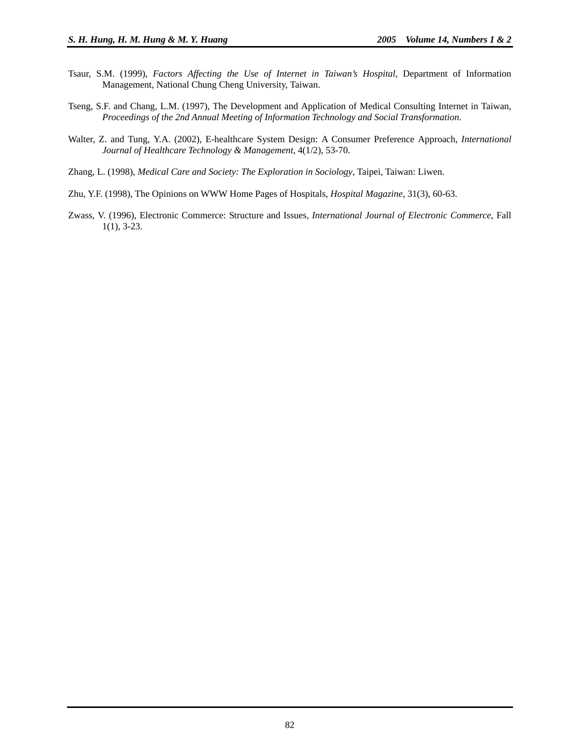Tsaur, S.M. (1999), *Factors Affecting the Use of Internet in Taiwan's Hospital*, Department of Information Management, National Chung Cheng University, Taiwan.

Tseng, S.F. and Chang, L.M. (1997), The Development and Application of Medical Consulting Internet in Taiwan, *Proceedings of the 2nd Annual Meeting of Information Technology and Social Transformation*.

Walter, Z. and Tung, Y.A. (2002), E-healthcare System Design: A Consumer Preference Approach, *International Journal of Healthcare Technology & Management*, 4(1/2), 53-70.

Zhang, L. (1998), *Medical Care and Society: The Exploration in Sociology*, Taipei, Taiwan: Liwen.

Zhu, Y.F. (1998), The Opinions on WWW Home Pages of Hospitals, *Hospital Magazine*, 31(3), 60-63.

Zwass, V. (1996), Electronic Commerce: Structure and Issues, *International Journal of Electronic Commerce*, Fall 1(1), 3-23.